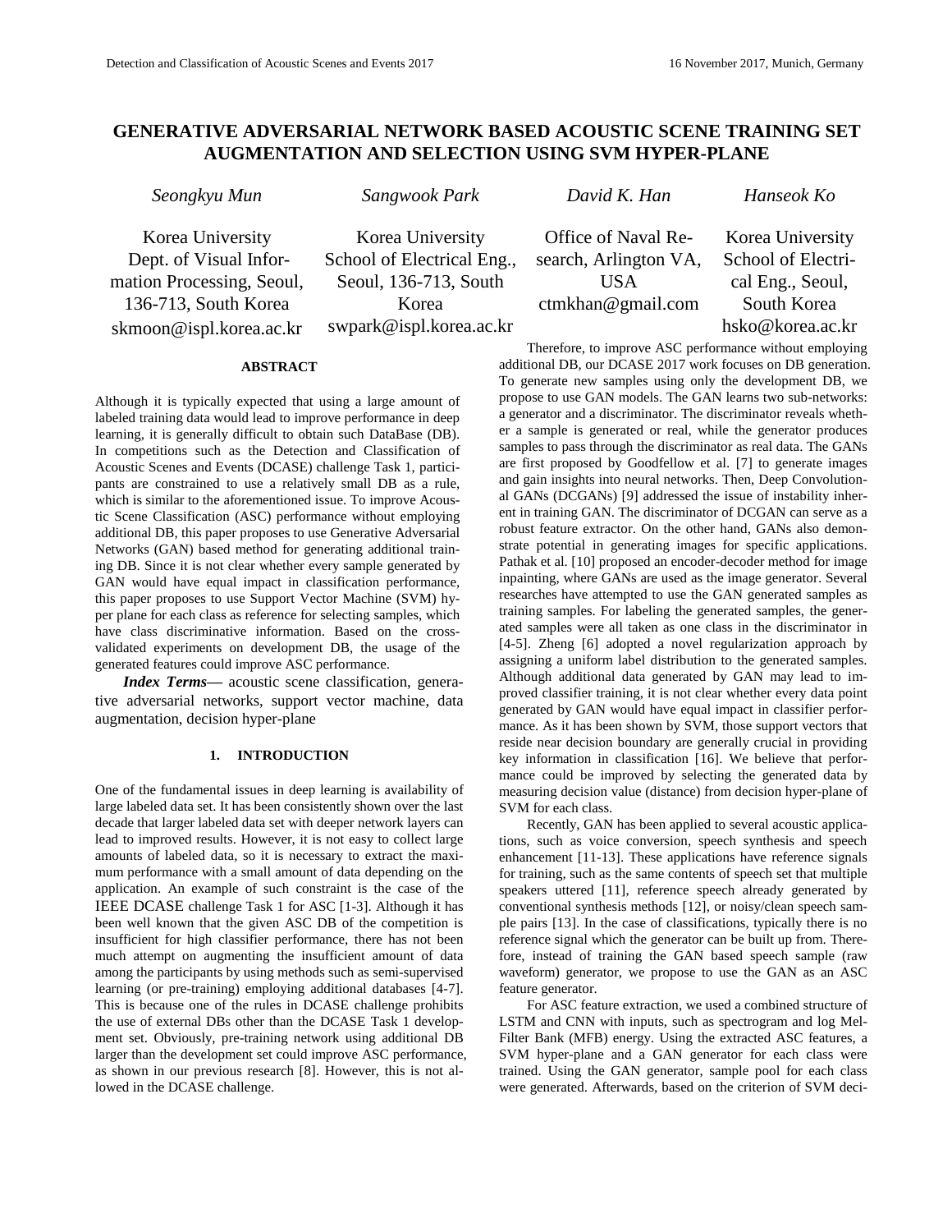# GENERATIVE ADVERSARIAL NETWORK BASED ACOUSTIC SCENE TRAINING SET AUGMENTATION AND SELECTION USING SVM HYPER-PLANE

*Seongkyu Mun*
Korea University
Dept. of Visual Information Processing, Seoul, 136-713, South Korea
skmoon@ispl.korea.ac.kr

*Sangwook Park*
Korea University
School of Electrical Eng., Seoul, 136-713, South Korea
swpark@ispl.korea.ac.kr

*David K. Han*
Office of Naval Research, Arlington VA, USA
ctmkhan@gmail.com

*Hanseok Ko*
Korea University
School of Electrical Eng., Seoul, South Korea
hsko@korea.ac.kr

## ABSTRACT

Although it is typically expected that using a large amount of labeled training data would lead to improve performance in deep learning, it is generally difficult to obtain such DataBase (DB). In competitions such as the Detection and Classification of Acoustic Scenes and Events (DCASE) challenge Task 1, participants are constrained to use a relatively small DB as a rule, which is similar to the aforementioned issue. To improve Acoustic Scene Classification (ASC) performance without employing additional DB, this paper proposes to use Generative Adversarial Networks (GAN) based method for generating additional training DB. Since it is not clear whether every sample generated by GAN would have equal impact in classification performance, this paper proposes to use Support Vector Machine (SVM) hyper plane for each class as reference for selecting samples, which have class discriminative information. Based on the cross-validated experiments on development DB, the usage of the generated features could improve ASC performance.

***Index Terms*—** acoustic scene classification, generative adversarial networks, support vector machine, data augmentation, decision hyper-plane

## 1. INTRODUCTION

One of the fundamental issues in deep learning is availability of large labeled data set. It has been consistently shown over the last decade that larger labeled data set with deeper network layers can lead to improved results. However, it is not easy to collect large amounts of labeled data, so it is necessary to extract the maximum performance with a small amount of data depending on the application. An example of such constraint is the case of the IEEE DCASE challenge Task 1 for ASC [1-3]. Although it has been well known that the given ASC DB of the competition is insufficient for high classifier performance, there has not been much attempt on augmenting the insufficient amount of data among the participants by using methods such as semi-supervised learning (or pre-training) employing additional databases [4-7]. This is because one of the rules in DCASE challenge prohibits the use of external DBs other than the DCASE Task 1 development set. Obviously, pre-training network using additional DB larger than the development set could improve ASC performance, as shown in our previous research [8]. However, this is not allowed in the DCASE challenge.

Therefore, to improve ASC performance without employing additional DB, our DCASE 2017 work focuses on DB generation. To generate new samples using only the development DB, we propose to use GAN models. The GAN learns two sub-networks: a generator and a discriminator. The discriminator reveals whether a sample is generated or real, while the generator produces samples to pass through the discriminator as real data. The GANs are first proposed by Goodfellow et al. [7] to generate images and gain insights into neural networks. Then, Deep Convolutional GANs (DCGANs) [9] addressed the issue of instability inherent in training GAN. The discriminator of DCGAN can serve as a robust feature extractor. On the other hand, GANs also demonstrate potential in generating images for specific applications. Pathak et al. [10] proposed an encoder-decoder method for image inpainting, where GANs are used as the image generator. Several researches have attempted to use the GAN generated samples as training samples. For labeling the generated samples, the generated samples were all taken as one class in the discriminator in [4-5]. Zheng [6] adopted a novel regularization approach by assigning a uniform label distribution to the generated samples. Although additional data generated by GAN may lead to improved classifier training, it is not clear whether every data point generated by GAN would have equal impact in classifier performance. As it has been shown by SVM, those support vectors that reside near decision boundary are generally crucial in providing key information in classification [16]. We believe that performance could be improved by selecting the generated data by measuring decision value (distance) from decision hyper-plane of SVM for each class.

Recently, GAN has been applied to several acoustic applications, such as voice conversion, speech synthesis and speech enhancement [11-13]. These applications have reference signals for training, such as the same contents of speech set that multiple speakers uttered [11], reference speech already generated by conventional synthesis methods [12], or noisy/clean speech sample pairs [13]. In the case of classifications, typically there is no reference signal which the generator can be built up from. Therefore, instead of training the GAN based speech sample (raw waveform) generator, we propose to use the GAN as an ASC feature generator.

For ASC feature extraction, we used a combined structure of LSTM and CNN with inputs, such as spectrogram and log Mel-Filter Bank (MFB) energy. Using the extracted ASC features, a SVM hyper-plane and a GAN generator for each class were trained. Using the GAN generator, sample pool for each class were generated. Afterwards, based on the criterion of SVM deci-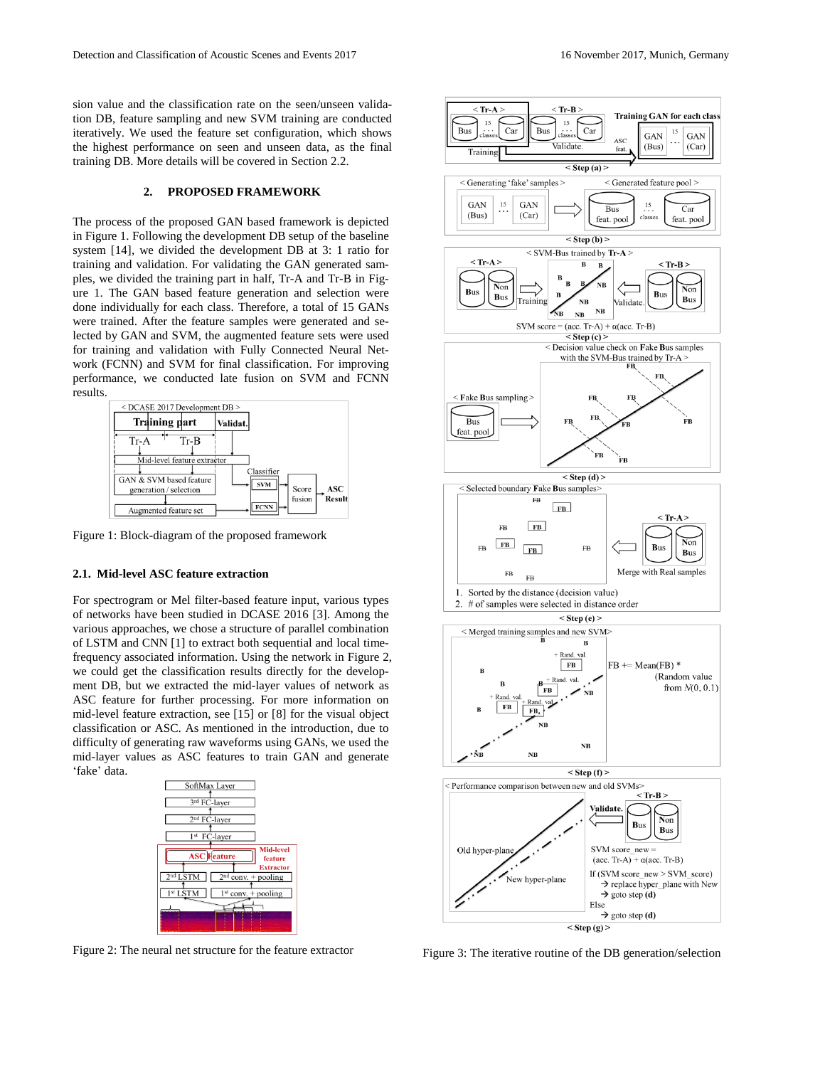sion value and the classification rate on the seen/unseen validation DB, feature sampling and new SVM training are conducted iteratively. We used the feature set configuration, which shows the highest performance on seen and unseen data, as the final training DB. More details will be covered in Section 2.2.

## 2. PROPOSED FRAMEWORK

The process of the proposed GAN based framework is depicted in Figure 1. Following the development DB setup of the baseline system [14], we divided the development DB at 3: 1 ratio for training and validation. For validating the GAN generated samples, we divided the training part in half, Tr-A and Tr-B in Figure 1. The GAN based feature generation and selection were done individually for each class. Therefore, a total of 15 GANs were trained. After the feature samples were generated and selected by GAN and SVM, the augmented feature sets were used for training and validation with Fully Connected Neural Network (FCNN) and SVM for final classification. For improving performance, we conducted late fusion on SVM and FCNN results.

Figure 1: Block-diagram of the proposed framework

### 2.1. Mid-level ASC feature extraction

For spectrogram or Mel filter-based feature input, various types of networks have been studied in DCASE 2016 [3]. Among the various approaches, we chose a structure of parallel combination of LSTM and CNN [1] to extract both sequential and local time-frequency associated information. Using the network in Figure 2, we could get the classification results directly for the development DB, but we extracted the mid-layer values of network as ASC feature for further processing. For more information on mid-level feature extraction, see [15] or [8] for the visual object classification or ASC. As mentioned in the introduction, due to difficulty of generating raw waveforms using GANs, we used the mid-layer values as ASC features to train GAN and generate 'fake' data.

Figure 2: The neural net structure for the feature extractor

Figure 3: The iterative routine of the DB generation/selection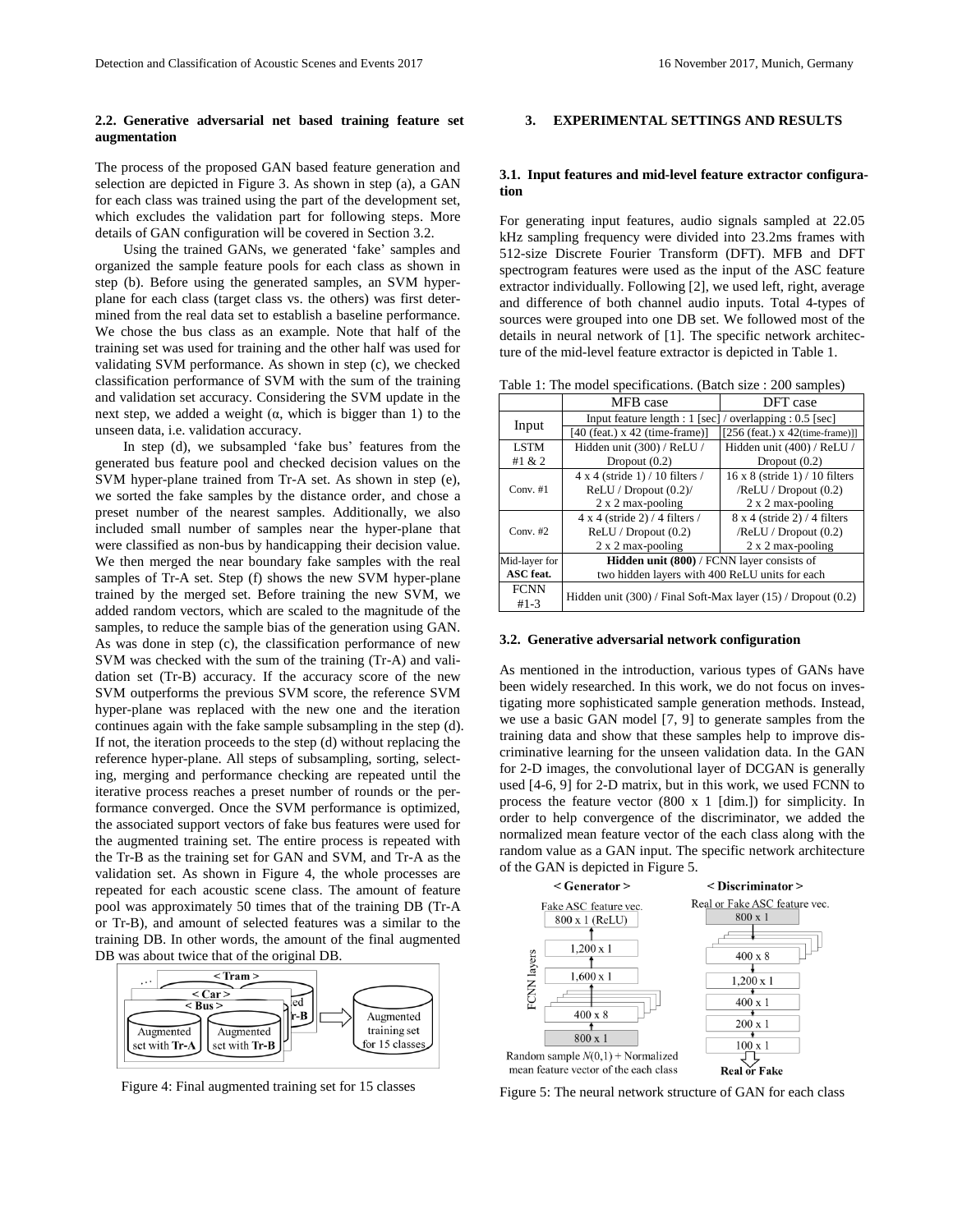### 2.2. Generative adversarial net based training feature set augmentation

The process of the proposed GAN based feature generation and selection are depicted in Figure 3. As shown in step (a), a GAN for each class was trained using the part of the development set, which excludes the validation part for following steps. More details of GAN configuration will be covered in Section 3.2.

Using the trained GANs, we generated 'fake' samples and organized the sample feature pools for each class as shown in step (b). Before using the generated samples, an SVM hyper-plane for each class (target class vs. the others) was first determined from the real data set to establish a baseline performance. We chose the bus class as an example. Note that half of the training set was used for training and the other half was used for validating SVM performance. As shown in step (c), we checked classification performance of SVM with the sum of the training and validation set accuracy. Considering the SVM update in the next step, we added a weight ($\alpha$, which is bigger than 1) to the unseen data, i.e. validation accuracy.

In step (d), we subsampled 'fake bus' features from the generated bus feature pool and checked decision values on the SVM hyper-plane trained from Tr-A set. As shown in step (e), we sorted the fake samples by the distance order, and chose a preset number of the nearest samples. Additionally, we also included small number of samples near the hyper-plane that were classified as non-bus by handicapping their decision value. We then merged the near boundary fake samples with the real samples of Tr-A set. Step (f) shows the new SVM hyper-plane trained by the merged set. Before training the new SVM, we added random vectors, which are scaled to the magnitude of the samples, to reduce the sample bias of the generation using GAN. As was done in step (c), the classification performance of new SVM was checked with the sum of the training (Tr-A) and validation set (Tr-B) accuracy. If the accuracy score of the new SVM outperforms the previous SVM score, the reference SVM hyper-plane was replaced with the new one and the iteration continues again with the fake sample subsampling in the step (d). If not, the iteration proceeds to the step (d) without replacing the reference hyper-plane. All steps of subsampling, sorting, selecting, merging and performance checking are repeated until the iterative process reaches a preset number of rounds or the performance converged. Once the SVM performance is optimized, the associated support vectors of fake bus features were used for the augmented training set. The entire process is repeated with the Tr-B as the training set for GAN and SVM, and Tr-A as the validation set. As shown in Figure 4, the whole processes are repeated for each acoustic scene class. The amount of feature pool was approximately 50 times that of the training DB (Tr-A or Tr-B), and amount of selected features was a similar to the training DB. In other words, the amount of the final augmented DB was about twice that of the original DB.

Figure 4: Final augmented training set for 15 classes

## 3. EXPERIMENTAL SETTINGS AND RESULTS

### 3.1. Input features and mid-level feature extractor configuration

For generating input features, audio signals sampled at 22.05 kHz sampling frequency were divided into 23.2ms frames with 512-size Discrete Fourier Transform (DFT). MFB and DFT spectrogram features were used as the input of the ASC feature extractor individually. Following [2], we used left, right, average and difference of both channel audio inputs. Total 4-types of sources were grouped into one DB set. We followed most of the details in neural network of [1]. The specific network architecture of the mid-level feature extractor is depicted in Table 1.

Table 1: The model specifications. (Batch size : 200 samples)

| | MFB case | DFT case |
|---|---|---|
| Input | Input feature length : 1 [sec] / overlapping : 0.5 [sec] | |
| | [40 (feat.) x 42 (time-frame)] | [256 (feat.) x 42(time-frame)]] |
| LSTM #1 & 2 | Hidden unit (300) / ReLU / Dropout (0.2) | Hidden unit (400) / ReLU / Dropout (0.2) |
| Conv. #1 | 4 x 4 (stride 1) / 10 filters / ReLU / Dropout (0.2)/ 2 x 2 max-pooling | 16 x 8 (stride 1) / 10 filters /ReLU / Dropout (0.2) 2 x 2 max-pooling |
| Conv. #2 | 4 x 4 (stride 2) / 4 filters / ReLU / Dropout (0.2) 2 x 2 max-pooling | 8 x 4 (stride 2) / 4 filters /ReLU / Dropout (0.2) 2 x 2 max-pooling |
| Mid-layer for **ASC feat.** | **Hidden unit (800)** / FCNN layer consists of two hidden layers with 400 ReLU units for each | |
| FCNN #1-3 | Hidden unit (300) / Final Soft-Max layer (15) / Dropout (0.2) | |

### 3.2. Generative adversarial network configuration

As mentioned in the introduction, various types of GANs have been widely researched. In this work, we do not focus on investigating more sophisticated sample generation methods. Instead, we use a basic GAN model [7, 9] to generate samples from the training data and show that these samples help to improve discriminative learning for the unseen validation data. In the GAN for 2-D images, the convolutional layer of DCGAN is generally used [4-6, 9] for 2-D matrix, but in this work, we used FCNN to process the feature vector (800 x 1 [dim.]) for simplicity. In order to help convergence of the discriminator, we added the normalized mean feature vector of the each class along with the random value as a GAN input. The specific network architecture of the GAN is depicted in Figure 5.

Figure 5: The neural network structure of GAN for each class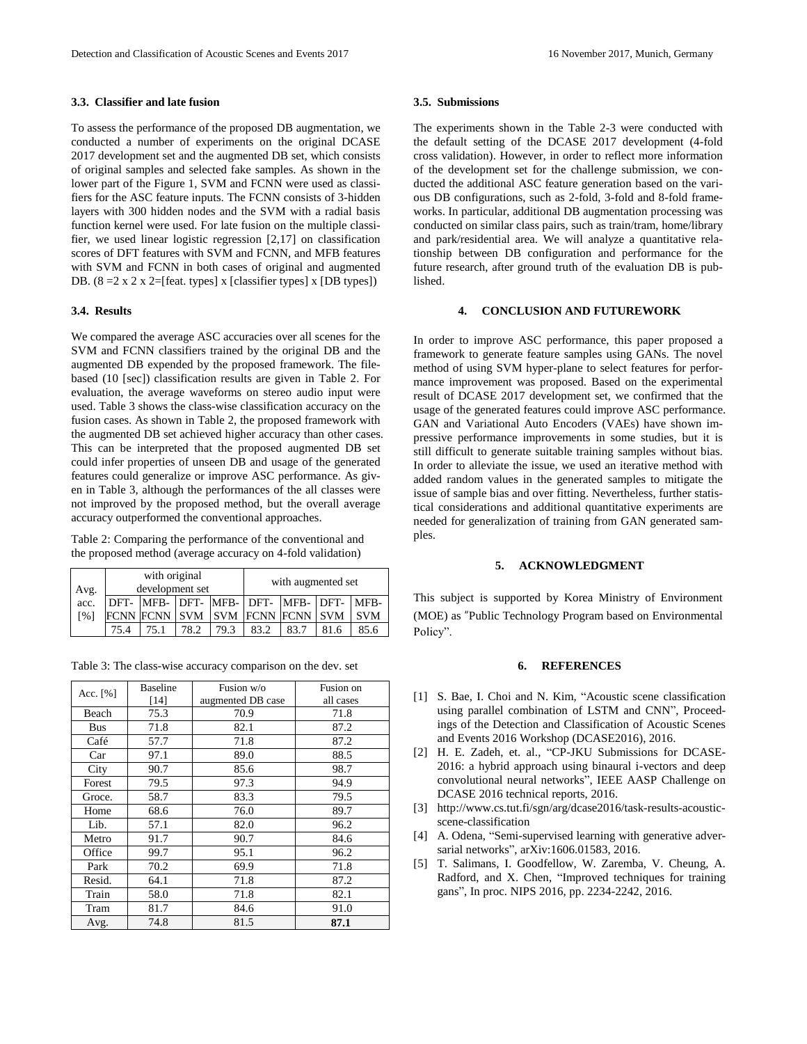### 3.3. Classifier and late fusion

To assess the performance of the proposed DB augmentation, we conducted a number of experiments on the original DCASE 2017 development set and the augmented DB set, which consists of original samples and selected fake samples. As shown in the lower part of the Figure 1, SVM and FCNN were used as classifiers for the ASC feature inputs. The FCNN consists of 3-hidden layers with 300 hidden nodes and the SVM with a radial basis function kernel were used. For late fusion on the multiple classifier, we used linear logistic regression [2,17] on classification scores of DFT features with SVM and FCNN, and MFB features with SVM and FCNN in both cases of original and augmented DB. ($8 = 2 \times 2 \times 2$=[feat. types] x [classifier types] x [DB types])

### 3.4. Results

We compared the average ASC accuracies over all scenes for the SVM and FCNN classifiers trained by the original DB and the augmented DB expended by the proposed framework. The file-based (10 [sec]) classification results are given in Table 2. For evaluation, the average waveforms on stereo audio input were used. Table 3 shows the class-wise classification accuracy on the fusion cases. As shown in Table 2, the proposed framework with the augmented DB set achieved higher accuracy than other cases. This can be interpreted that the proposed augmented DB set could infer properties of unseen DB and usage of the generated features could generalize or improve ASC performance. As given in Table 3, although the performances of the all classes were not improved by the proposed method, but the overall average accuracy outperformed the conventional approaches.

Table 2: Comparing the performance of the conventional and the proposed method (average accuracy on 4-fold validation)

| Avg. acc. [%] | with original development set | | | | with augmented set | | | |
|---|---|---|---|---|---|---|---|---|
| | DFT-FCNN | MFB-FCNN | DFT-SVM | MFB-SVM | DFT-FCNN | MFB-FCNN | DFT-SVM | MFB-SVM |
| | 75.4 | 75.1 | 78.2 | 79.3 | 83.2 | 83.7 | 81.6 | 85.6 |

Table 3: The class-wise accuracy comparison on the dev. set

| Acc. [%] | Baseline [14] | Fusion w/o augmented DB case | Fusion on all cases |
|---|---|---|---|
| Beach | 75.3 | 70.9 | 71.8 |
| Bus | 71.8 | 82.1 | 87.2 |
| Café | 57.7 | 71.8 | 87.2 |
| Car | 97.1 | 89.0 | 88.5 |
| City | 90.7 | 85.6 | 98.7 |
| Forest | 79.5 | 97.3 | 94.9 |
| Groce. | 58.7 | 83.3 | 79.5 |
| Home | 68.6 | 76.0 | 89.7 |
| Lib. | 57.1 | 82.0 | 96.2 |
| Metro | 91.7 | 90.7 | 84.6 |
| Office | 99.7 | 95.1 | 96.2 |
| Park | 70.2 | 69.9 | 71.8 |
| Resid. | 64.1 | 71.8 | 87.2 |
| Train | 58.0 | 71.8 | 82.1 |
| Tram | 81.7 | 84.6 | 91.0 |
| Avg. | 74.8 | 81.5 | **87.1** |

### 3.5. Submissions

The experiments shown in the Table 2-3 were conducted with the default setting of the DCASE 2017 development (4-fold cross validation). However, in order to reflect more information of the development set for the challenge submission, we conducted the additional ASC feature generation based on the various DB configurations, such as 2-fold, 3-fold and 8-fold frameworks. In particular, additional DB augmentation processing was conducted on similar class pairs, such as train/tram, home/library and park/residential area. We will analyze a quantitative relationship between DB configuration and performance for the future research, after ground truth of the evaluation DB is published.

## 4. CONCLUSION AND FUTUREWORK

In order to improve ASC performance, this paper proposed a framework to generate feature samples using GANs. The novel method of using SVM hyper-plane to select features for performance improvement was proposed. Based on the experimental result of DCASE 2017 development set, we confirmed that the usage of the generated features could improve ASC performance. GAN and Variational Auto Encoders (VAEs) have shown impressive performance improvements in some studies, but it is still difficult to generate suitable training samples without bias. In order to alleviate the issue, we used an iterative method with added random values in the generated samples to mitigate the issue of sample bias and over fitting. Nevertheless, further statistical considerations and additional quantitative experiments are needed for generalization of training from GAN generated samples.

## 5. ACKNOWLEDGMENT

This subject is supported by Korea Ministry of Environment (MOE) as "Public Technology Program based on Environmental Policy".

## 6. REFERENCES

[1] S. Bae, I. Choi and N. Kim, "Acoustic scene classification using parallel combination of LSTM and CNN", Proceedings of the Detection and Classification of Acoustic Scenes and Events 2016 Workshop (DCASE2016), 2016.

[2] H. E. Zadeh, et. al., "CP-JKU Submissions for DCASE-2016: a hybrid approach using binaural i-vectors and deep convolutional neural networks", IEEE AASP Challenge on DCASE 2016 technical reports, 2016.

[3] http://www.cs.tut.fi/sgn/arg/dcase2016/task-results-acoustic-scene-classification

[4] A. Odena, "Semi-supervised learning with generative adversarial networks", arXiv:1606.01583, 2016.

[5] T. Salimans, I. Goodfellow, W. Zaremba, V. Cheung, A. Radford, and X. Chen, "Improved techniques for training gans", In proc. NIPS 2016, pp. 2234-2242, 2016.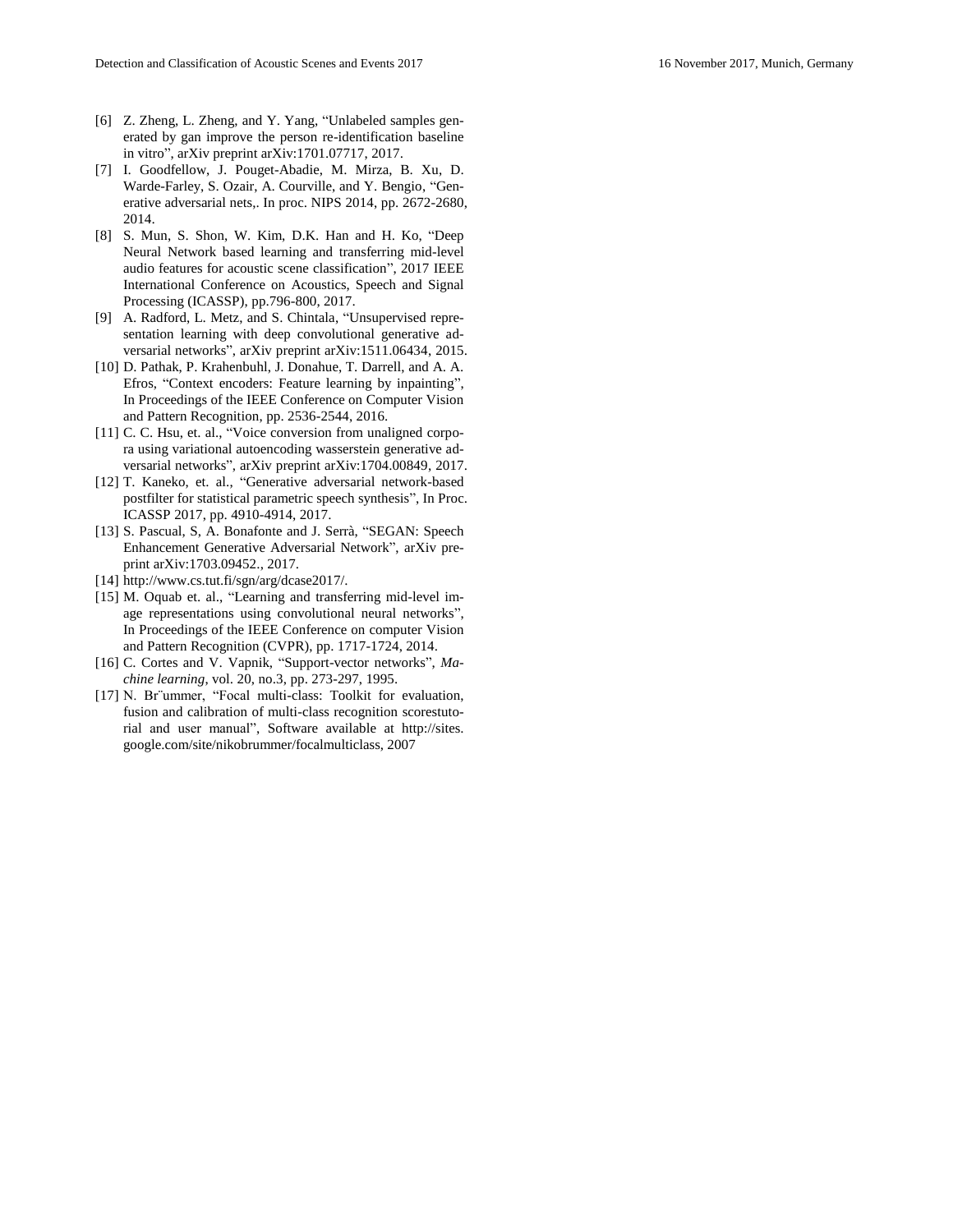[6] Z. Zheng, L. Zheng, and Y. Yang, "Unlabeled samples generated by gan improve the person re-identification baseline in vitro", arXiv preprint arXiv:1701.07717, 2017.

[7] I. Goodfellow, J. Pouget-Abadie, M. Mirza, B. Xu, D. Warde-Farley, S. Ozair, A. Courville, and Y. Bengio, "Generative adversarial nets,. In proc. NIPS 2014, pp. 2672-2680, 2014.

[8] S. Mun, S. Shon, W. Kim, D.K. Han and H. Ko, "Deep Neural Network based learning and transferring mid-level audio features for acoustic scene classification", 2017 IEEE International Conference on Acoustics, Speech and Signal Processing (ICASSP), pp.796-800, 2017.

[9] A. Radford, L. Metz, and S. Chintala, "Unsupervised representation learning with deep convolutional generative adversarial networks", arXiv preprint arXiv:1511.06434, 2015.

[10] D. Pathak, P. Krahenbuhl, J. Donahue, T. Darrell, and A. A. Efros, "Context encoders: Feature learning by inpainting", In Proceedings of the IEEE Conference on Computer Vision and Pattern Recognition, pp. 2536-2544, 2016.

[11] C. C. Hsu, et. al., "Voice conversion from unaligned corpora using variational autoencoding wasserstein generative adversarial networks", arXiv preprint arXiv:1704.00849, 2017.

[12] T. Kaneko, et. al., "Generative adversarial network-based postfilter for statistical parametric speech synthesis", In Proc. ICASSP 2017, pp. 4910-4914, 2017.

[13] S. Pascual, S, A. Bonafonte and J. Serrà, "SEGAN: Speech Enhancement Generative Adversarial Network", arXiv preprint arXiv:1703.09452., 2017.

[14] http://www.cs.tut.fi/sgn/arg/dcase2017/.

[15] M. Oquab et. al., "Learning and transferring mid-level image representations using convolutional neural networks", In Proceedings of the IEEE Conference on computer Vision and Pattern Recognition (CVPR), pp. 1717-1724, 2014.

[16] C. Cortes and V. Vapnik, "Support-vector networks", *Machine learning*, vol. 20, no.3, pp. 273-297, 1995.

[17] N. Br¨ummer, "Focal multi-class: Toolkit for evaluation, fusion and calibration of multi-class recognition scorestutorial and user manual", Software available at http://sites. google.com/site/nikobrummer/focalmulticlass, 2007